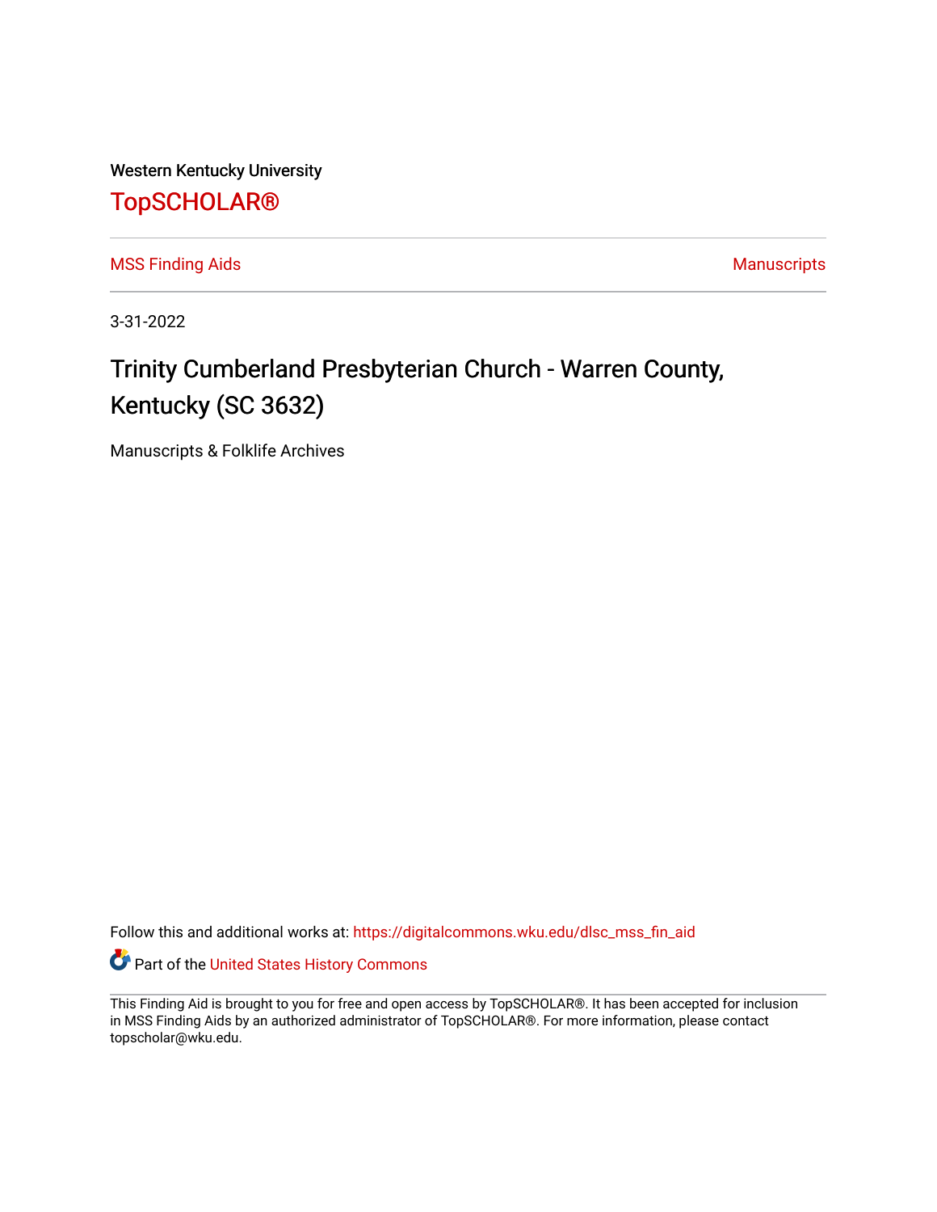Western Kentucky University

# TopSCHOLAR®

MSS Finding Aids | Manuscripts

3-31-2022

## Trinity Cumberland Presbyterian Church - Warren County, Kentucky (SC 3632)

Manuscripts & Folklife Archives

Follow this and additional works at: https://digitalcommons.wku.edu/dlsc_mss_fin_aid

Part of the United States History Commons

This Finding Aid is brought to you for free and open access by TopSCHOLAR®. It has been accepted for inclusion in MSS Finding Aids by an authorized administrator of TopSCHOLAR®. For more information, please contact topscholar@wku.edu.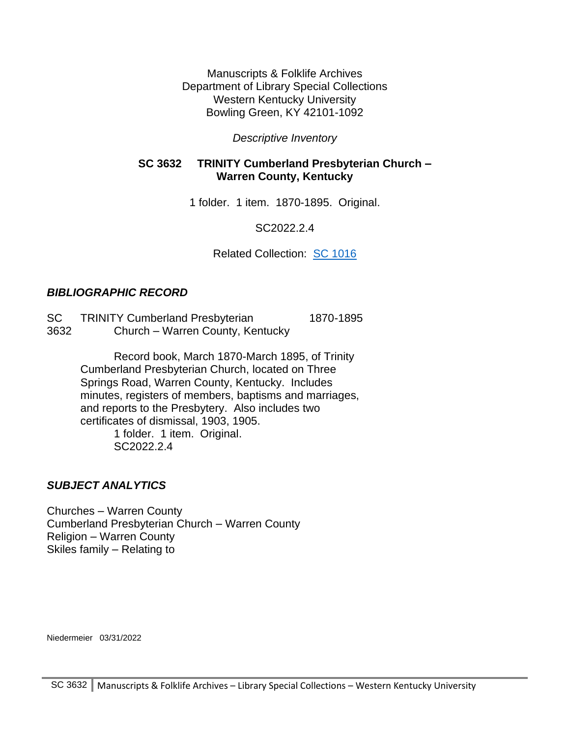Manuscripts & Folklife Archives
Department of Library Special Collections
Western Kentucky University
Bowling Green, KY 42101-1092

*Descriptive Inventory*

**SC 3632 TRINITY Cumberland Presbyterian Church – Warren County, Kentucky**

1 folder. 1 item. 1870-1895. Original.

SC2022.2.4

Related Collection: SC 1016

### *BIBLIOGRAPHIC RECORD*

SC 3632 TRINITY Cumberland Presbyterian Church – Warren County, Kentucky 1870-1895

Record book, March 1870-March 1895, of Trinity Cumberland Presbyterian Church, located on Three Springs Road, Warren County, Kentucky. Includes minutes, registers of members, baptisms and marriages, and reports to the Presbytery. Also includes two certificates of dismissal, 1903, 1905.

1 folder. 1 item. Original.
SC2022.2.4

### *SUBJECT ANALYTICS*

Churches – Warren County
Cumberland Presbyterian Church – Warren County
Religion – Warren County
Skiles family – Relating to

Niedermeier 03/31/2022